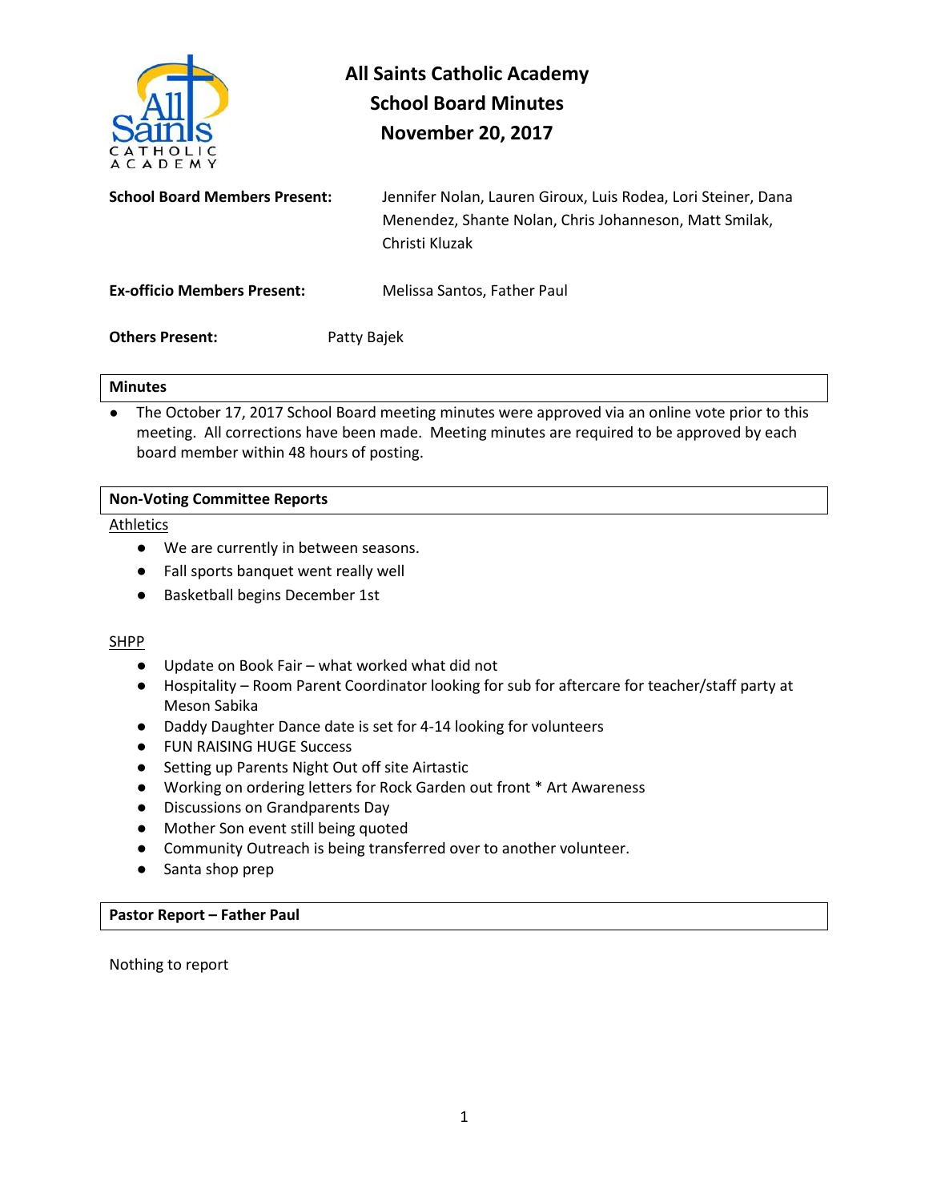# All Saints Catholic Academy
## School Board Minutes
## November 20, 2017

**School Board Members Present:** Jennifer Nolan, Lauren Giroux, Luis Rodea, Lori Steiner, Dana Menendez, Shante Nolan, Chris Johanneson, Matt Smilak, Christi Kluzak

**Ex-officio Members Present:** Melissa Santos, Father Paul

**Others Present:** Patty Bajek

### Minutes

- The October 17, 2017 School Board meeting minutes were approved via an online vote prior to this meeting. All corrections have been made. Meeting minutes are required to be approved by each board member within 48 hours of posting.

### Non-Voting Committee Reports

<u>Athletics</u>

- We are currently in between seasons.
- Fall sports banquet went really well
- Basketball begins December 1st

<u>SHPP</u>

- Update on Book Fair – what worked what did not
- Hospitality – Room Parent Coordinator looking for sub for aftercare for teacher/staff party at Meson Sabika
- Daddy Daughter Dance date is set for 4-14 looking for volunteers
- FUN RAISING HUGE Success
- Setting up Parents Night Out off site Airtastic
- Working on ordering letters for Rock Garden out front * Art Awareness
- Discussions on Grandparents Day
- Mother Son event still being quoted
- Community Outreach is being transferred over to another volunteer.
- Santa shop prep

### Pastor Report – Father Paul

Nothing to report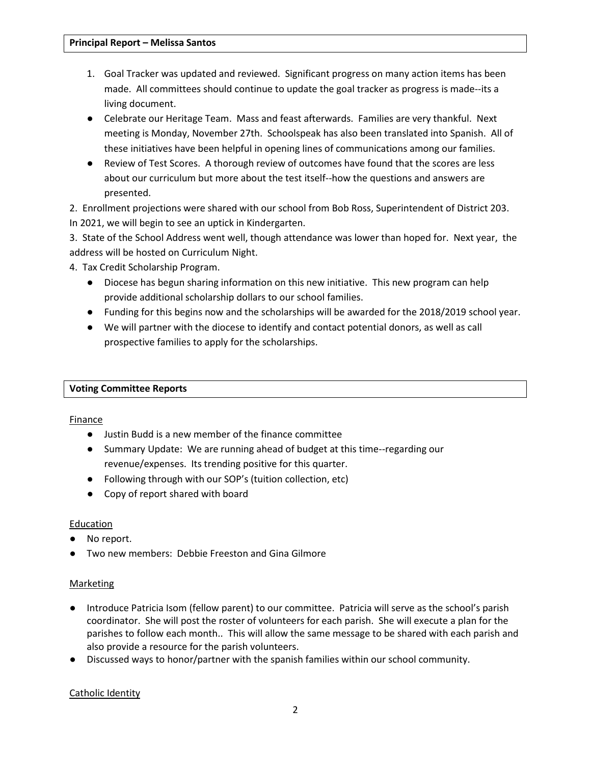**Principal Report – Melissa Santos**

1. Goal Tracker was updated and reviewed. Significant progress on many action items has been made. All committees should continue to update the goal tracker as progress is made--its a living document.
   - Celebrate our Heritage Team. Mass and feast afterwards. Families are very thankful. Next meeting is Monday, November 27th. Schoolspeak has also been translated into Spanish. All of these initiatives have been helpful in opening lines of communications among our families.
   - Review of Test Scores. A thorough review of outcomes have found that the scores are less about our curriculum but more about the test itself--how the questions and answers are presented.

2. Enrollment projections were shared with our school from Bob Ross, Superintendent of District 203. In 2021, we will begin to see an uptick in Kindergarten.

3. State of the School Address went well, though attendance was lower than hoped for. Next year, the address will be hosted on Curriculum Night.

4. Tax Credit Scholarship Program.
   - Diocese has begun sharing information on this new initiative. This new program can help provide additional scholarship dollars to our school families.
   - Funding for this begins now and the scholarships will be awarded for the 2018/2019 school year.
   - We will partner with the diocese to identify and contact potential donors, as well as call prospective families to apply for the scholarships.

**Voting Committee Reports**

<u>Finance</u>

- Justin Budd is a new member of the finance committee
- Summary Update: We are running ahead of budget at this time--regarding our revenue/expenses. Its trending positive for this quarter.
- Following through with our SOP's (tuition collection, etc)
- Copy of report shared with board

<u>Education</u>

- No report.
- Two new members: Debbie Freeston and Gina Gilmore

<u>Marketing</u>

- Introduce Patricia Isom (fellow parent) to our committee. Patricia will serve as the school's parish coordinator. She will post the roster of volunteers for each parish. She will execute a plan for the parishes to follow each month.. This will allow the same message to be shared with each parish and also provide a resource for the parish volunteers.
- Discussed ways to honor/partner with the spanish families within our school community.

<u>Catholic Identity</u>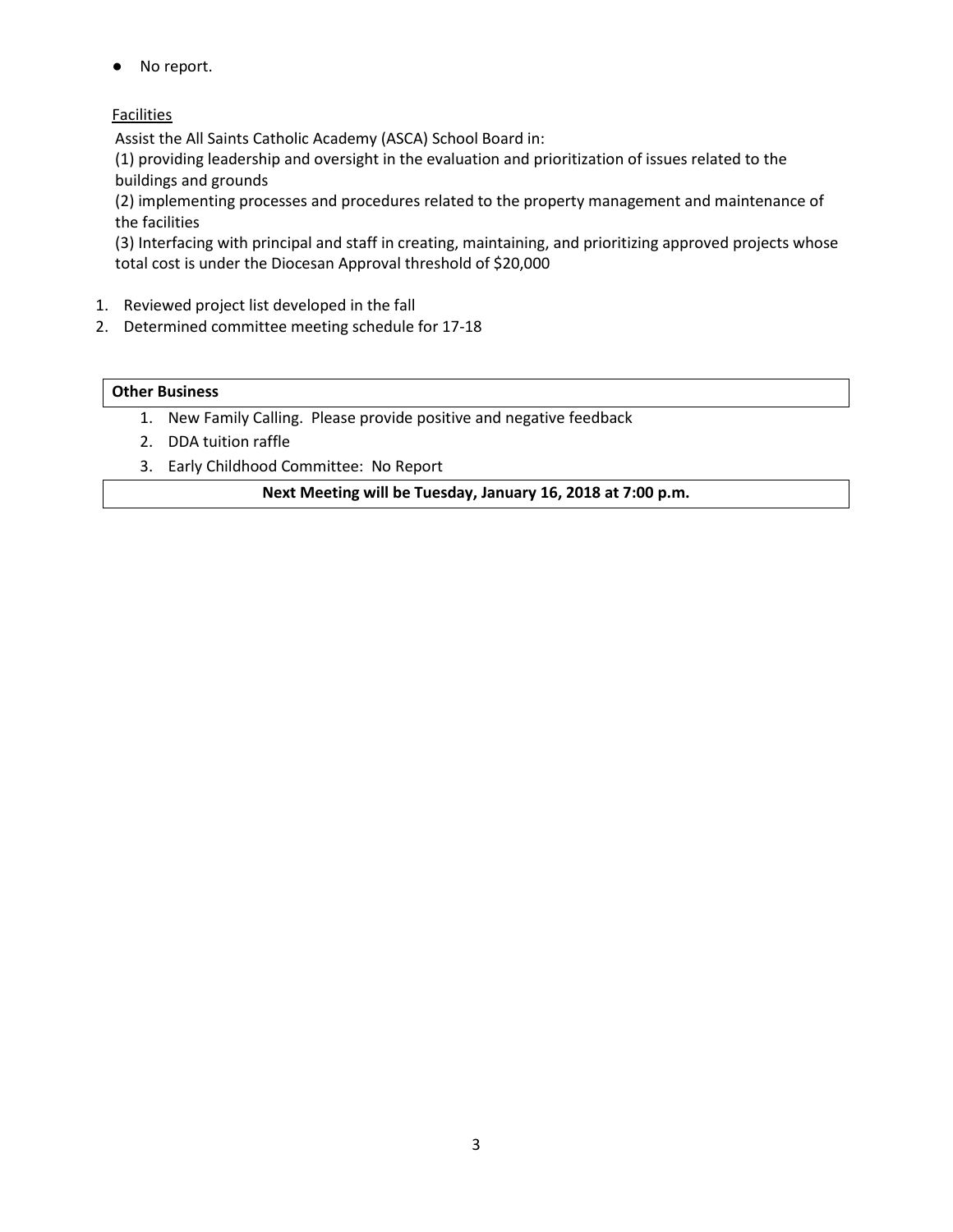- No report.

<u>Facilities</u>

Assist the All Saints Catholic Academy (ASCA) School Board in:

(1) providing leadership and oversight in the evaluation and prioritization of issues related to the buildings and grounds

(2) implementing processes and procedures related to the property management and maintenance of the facilities

(3) Interfacing with principal and staff in creating, maintaining, and prioritizing approved projects whose total cost is under the Diocesan Approval threshold of $20,000

1. Reviewed project list developed in the fall
2. Determined committee meeting schedule for 17-18

**Other Business**

1. New Family Calling. Please provide positive and negative feedback
2. DDA tuition raffle
3. Early Childhood Committee: No Report

**Next Meeting will be Tuesday, January 16, 2018 at 7:00 p.m.**